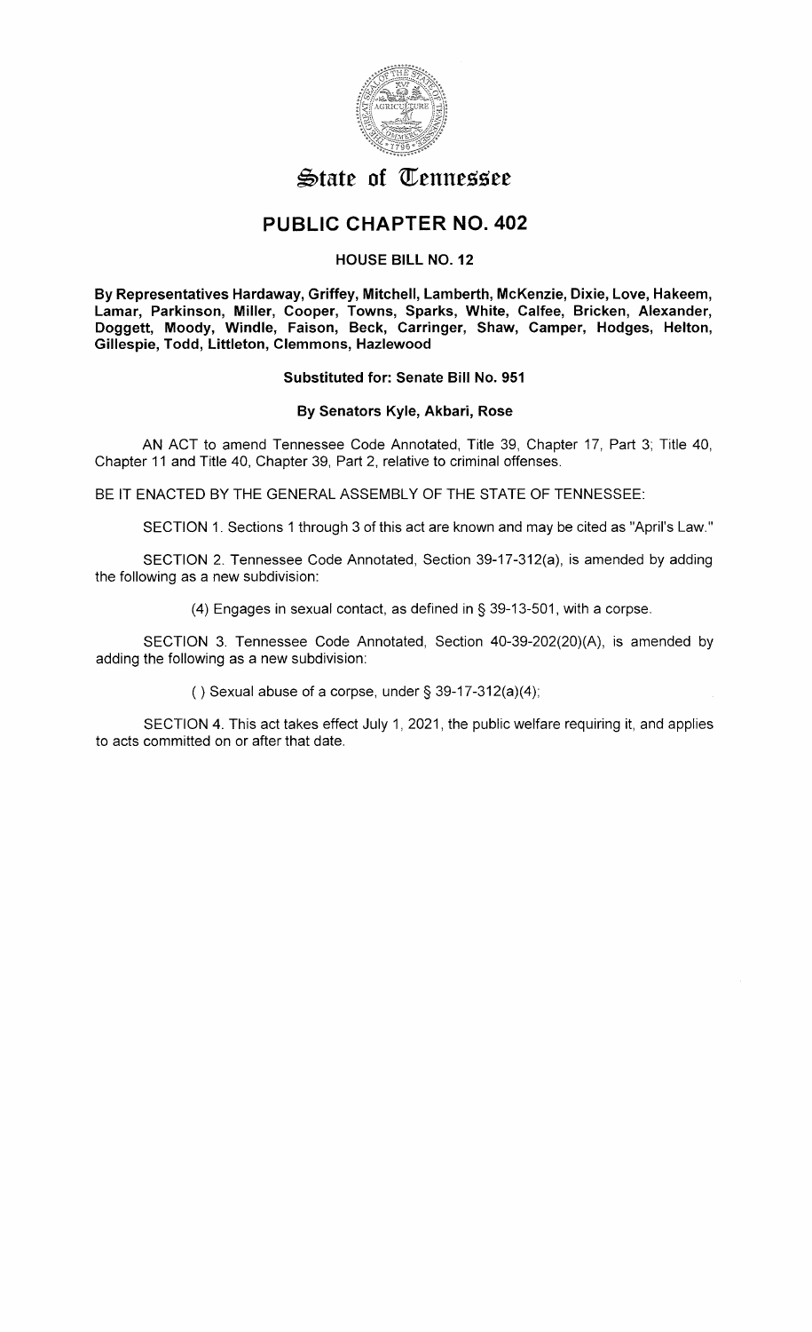# State of Tennessee

## PUBLIC CHAPTER NO. 402

### HOUSE BILL NO. 12

**By Representatives Hardaway, Griffey, Mitchell, Lamberth, McKenzie, Dixie, Love, Hakeem, Lamar, Parkinson, Miller, Cooper, Towns, Sparks, White, Calfee, Bricken, Alexander, Doggett, Moody, Windle, Faison, Beck, Carringer, Shaw, Camper, Hodges, Helton, Gillespie, Todd, Littleton, Clemmons, Hazlewood**

**Substituted for: Senate Bill No. 951**

**By Senators Kyle, Akbari, Rose**

AN ACT to amend Tennessee Code Annotated, Title 39, Chapter 17, Part 3; Title 40, Chapter 11 and Title 40, Chapter 39, Part 2, relative to criminal offenses.

BE IT ENACTED BY THE GENERAL ASSEMBLY OF THE STATE OF TENNESSEE:

SECTION 1. Sections 1 through 3 of this act are known and may be cited as "April's Law."

SECTION 2. Tennessee Code Annotated, Section 39-17-312(a), is amended by adding the following as a new subdivision:

(4) Engages in sexual contact, as defined in § 39-13-501, with a corpse.

SECTION 3. Tennessee Code Annotated, Section 40-39-202(20)(A), is amended by adding the following as a new subdivision:

( ) Sexual abuse of a corpse, under § 39-17-312(a)(4);

SECTION 4. This act takes effect July 1, 2021, the public welfare requiring it, and applies to acts committed on or after that date.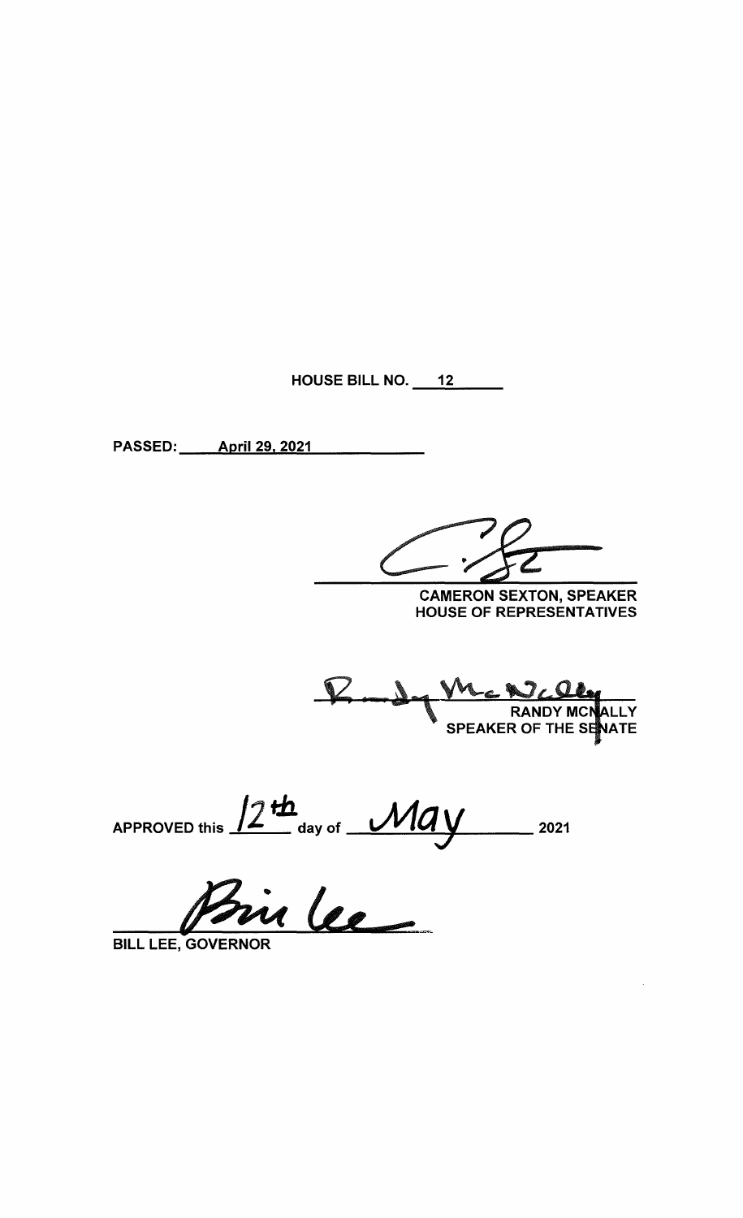HOUSE BILL NO. 12

PASSED: April 29, 2021

CAMERON SEXTON, SPEAKER
HOUSE OF REPRESENTATIVES

RANDY MCNALLY
SPEAKER OF THE SENATE

APPROVED this 12th day of May 2021

BILL LEE, GOVERNOR